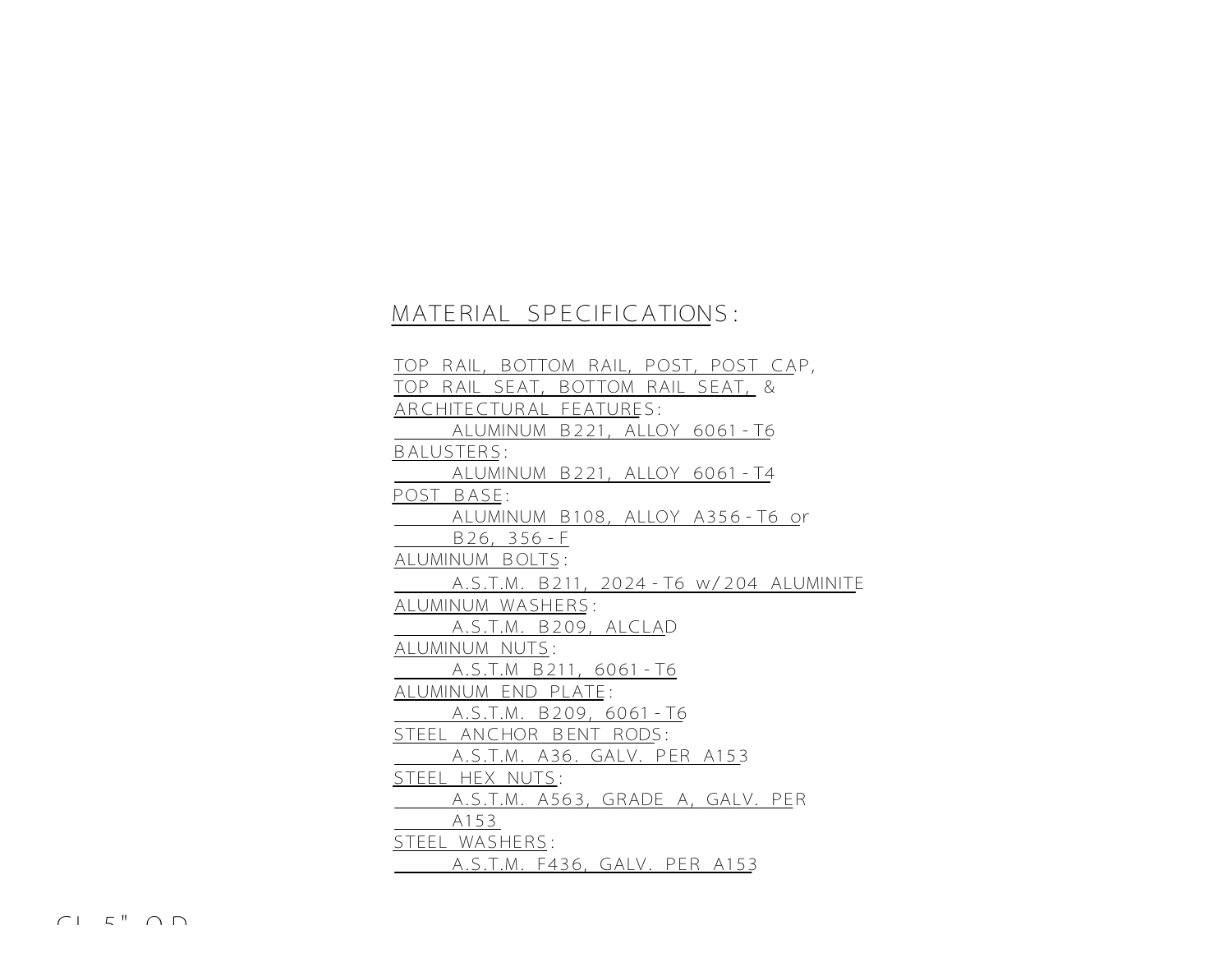## MATERIAL SPECIFICATIONS:

TOP RAIL, BOTTOM RAIL, POST, POST CAP, TOP RAIL SEAT, BOTTOM RAIL SEAT, & ARCHITECTURAL FEATURES:
- ALUMINUM B221, ALLOY 6061-T6

BALUSTERS:
- ALUMINUM B221, ALLOY 6061-T4

POST BASE:
- ALUMINUM B108, ALLOY A356-T6 or B26, 356-F

ALUMINUM BOLTS:
- A.S.T.M. B211, 2024-T6 w/204 ALUMINITE

ALUMINUM WASHERS:
- A.S.T.M. B209, ALCLAD

ALUMINUM NUTS:
- A.S.T.M B211, 6061-T6

ALUMINUM END PLATE:
- A.S.T.M. B209, 6061-T6

STEEL ANCHOR BENT RODS:
- A.S.T.M. A36. GALV. PER A153

STEEL HEX NUTS:
- A.S.T.M. A563, GRADE A, GALV. PER A153

STEEL WASHERS:
- A.S.T.M. F436, GALV. PER A153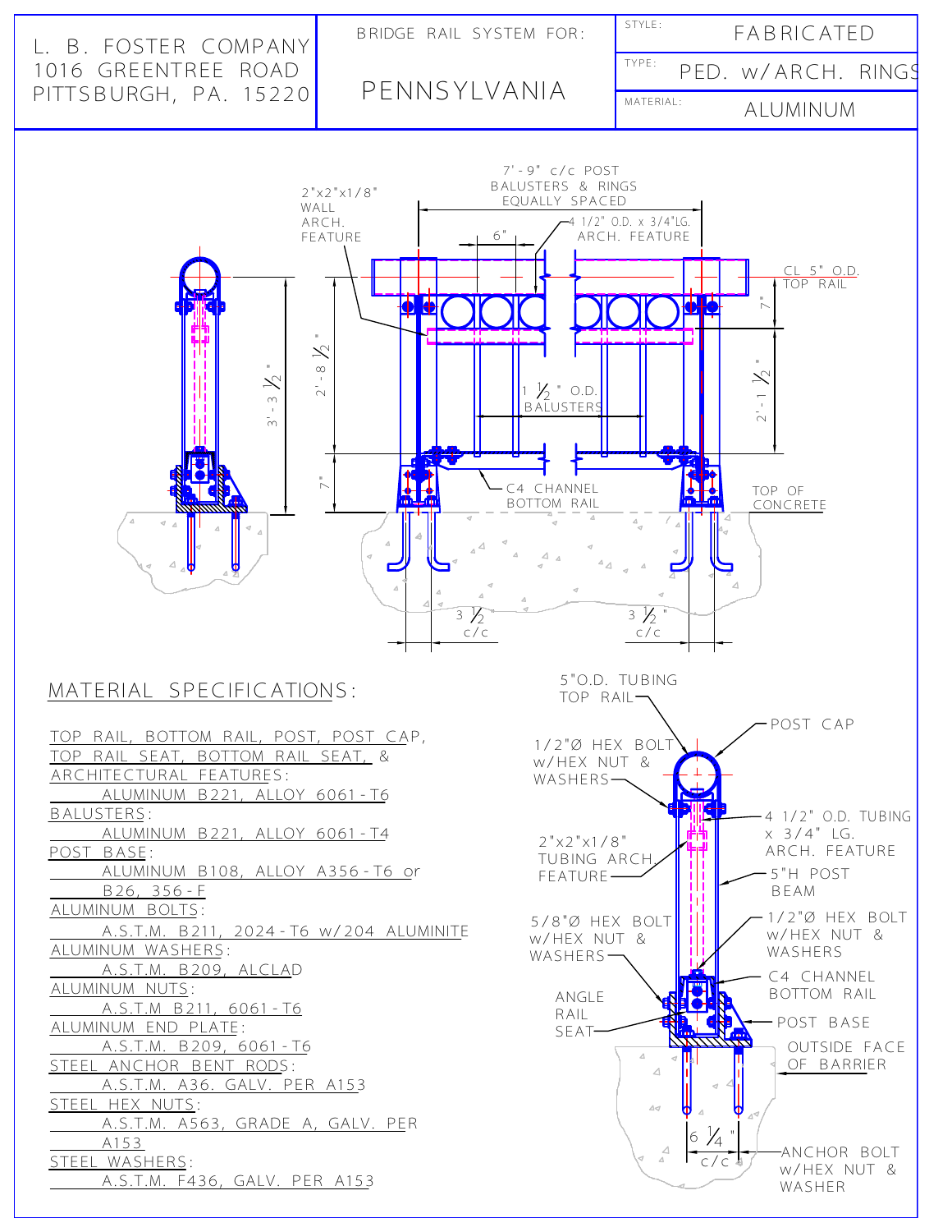| | | |
|---|---|---|
| L. B. FOSTER COMPANY<br>1016 GREENTREE ROAD<br>PITTSBURGH, PA. 15220 | BRIDGE RAIL SYSTEM FOR:<br><br>PENNSYLVANIA | STYLE: FABRICATED<br>TYPE: PED. w/ARCH. RINGS<br>MATERIAL: ALUMINUM |

7'-9" c/c POST
BALUSTERS & RINGS
EQUALLY SPACED

2"x2"x1/8"
WALL
ARCH.
FEATURE

6"

4 1/2" O.D. x 3/4"LG.
ARCH. FEATURE

CL 5" O.D.
TOP RAIL

7"

2'-8 1/2"

3'-3 1/2"

2'-1 1/2"

1 1/2" O.D.
BALUSTERS

7"

C4 CHANNEL
BOTTOM RAIL

TOP OF
CONCRETE

3 1/2"
c/c

3 1/2"
c/c

## MATERIAL SPECIFICATIONS:

TOP RAIL, BOTTOM RAIL, POST, POST CAP, TOP RAIL SEAT, BOTTOM RAIL SEAT, & ARCHITECTURAL FEATURES:
- ALUMINUM B221, ALLOY 6061-T6

BALUSTERS:
- ALUMINUM B221, ALLOY 6061-T4

POST BASE:
- ALUMINUM B108, ALLOY A356-T6 or B26, 356-F

ALUMINUM BOLTS:
- A.S.T.M. B211, 2024-T6 w/204 ALUMINITE

ALUMINUM WASHERS:
- A.S.T.M. B209, ALCLAD

ALUMINUM NUTS:
- A.S.T.M B211, 6061-T6

ALUMINUM END PLATE:
- A.S.T.M. B209, 6061-T6

STEEL ANCHOR BENT RODS:
- A.S.T.M. A36. GALV. PER A153

STEEL HEX NUTS:
- A.S.T.M. A563, GRADE A, GALV. PER A153

STEEL WASHERS:
- A.S.T.M. F436, GALV. PER A153

5"O.D. TUBING
TOP RAIL

POST CAP

1/2"Ø HEX BOLT
w/HEX NUT &
WASHERS

4 1/2" O.D. TUBING
x 3/4" LG.
ARCH. FEATURE

2"x2"x1/8"
TUBING ARCH
FEATURE

5"H POST
BEAM

5/8"Ø HEX BOLT
w/HEX NUT &
WASHERS

1/2"Ø HEX BOLT
w/HEX NUT &
WASHERS

C4 CHANNEL
BOTTOM RAIL

ANGLE
RAIL
SEAT

POST BASE

OUTSIDE FACE
OF BARRIER

6 1/4"
c/c

ANCHOR BOLT
w/HEX NUT &
WASHER